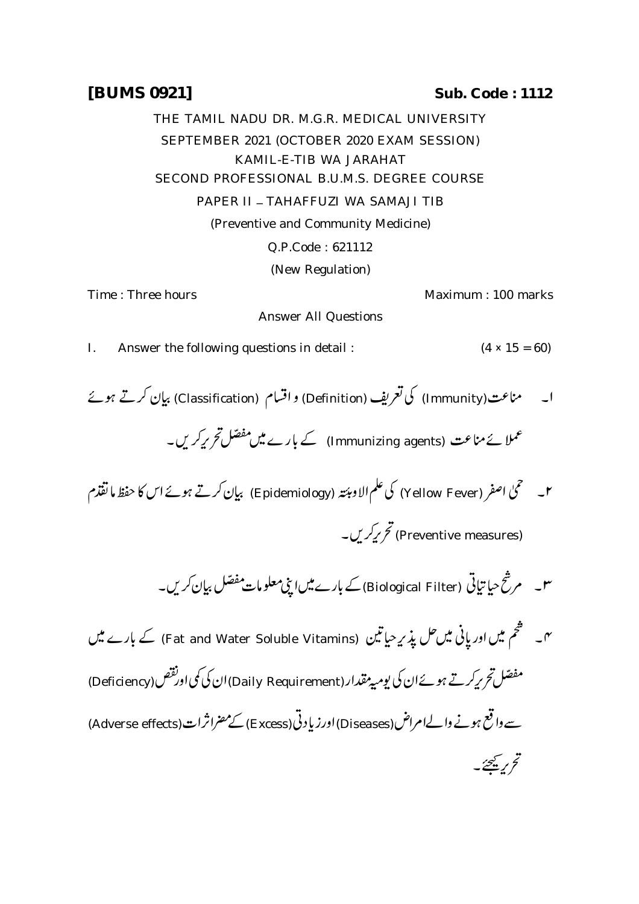**[BUMS 0921]** **Sub. Code : 1112**

THE TAMIL NADU DR. M.G.R. MEDICAL UNIVERSITY

SEPTEMBER 2021 (OCTOBER 2020 EXAM SESSION)

KAMIL-E-TIB WA JARAHAT

SECOND PROFESSIONAL B.U.M.S. DEGREE COURSE

PAPER II – TAHAFFUZI WA SAMAJI TIB

(Preventive and Community Medicine)

Q.P.Code : 621112

(New Regulation)

Time : Three hours Maximum : 100 marks

Answer All Questions

I. Answer the following questions in detail : (4 × 15 = 60)

۱۔ مناعت(Immunity) کی تعریف (Definition) و اقسام (Classification) بیان کرتے ہوئے عملائے مناعت (Immunizing agents) کے بارے میں مفصّل تحریر کریں۔

۲۔ حمّیٰ اصفر (Yellow Fever) کی علم الاوبئۃ (Epidemiology) بیان کرتے ہوئے اس کا حفظ ما تقدم (Preventive measures) تحریر کریں۔

۳۔ مرشّح حیاتیاتی (Biological Filter) کے بارے میں اپنی معلومات مفصّل بیان کریں۔

۴۔ شحم میں اور پانی میں حل پذیر حیاتین (Fat and Water Soluble Vitamins) کے بارے میں مفصّل تحریر کرتے ہوئے ان کی یومیہ مقدار(Daily Requirement) ان کی کمی اور نقص(Deficiency) سے واقع ہونے والے امراض(Diseases) اور زیادتی(Excess) کے مضر اثرات(Adverse effects) تحریر کیجئے۔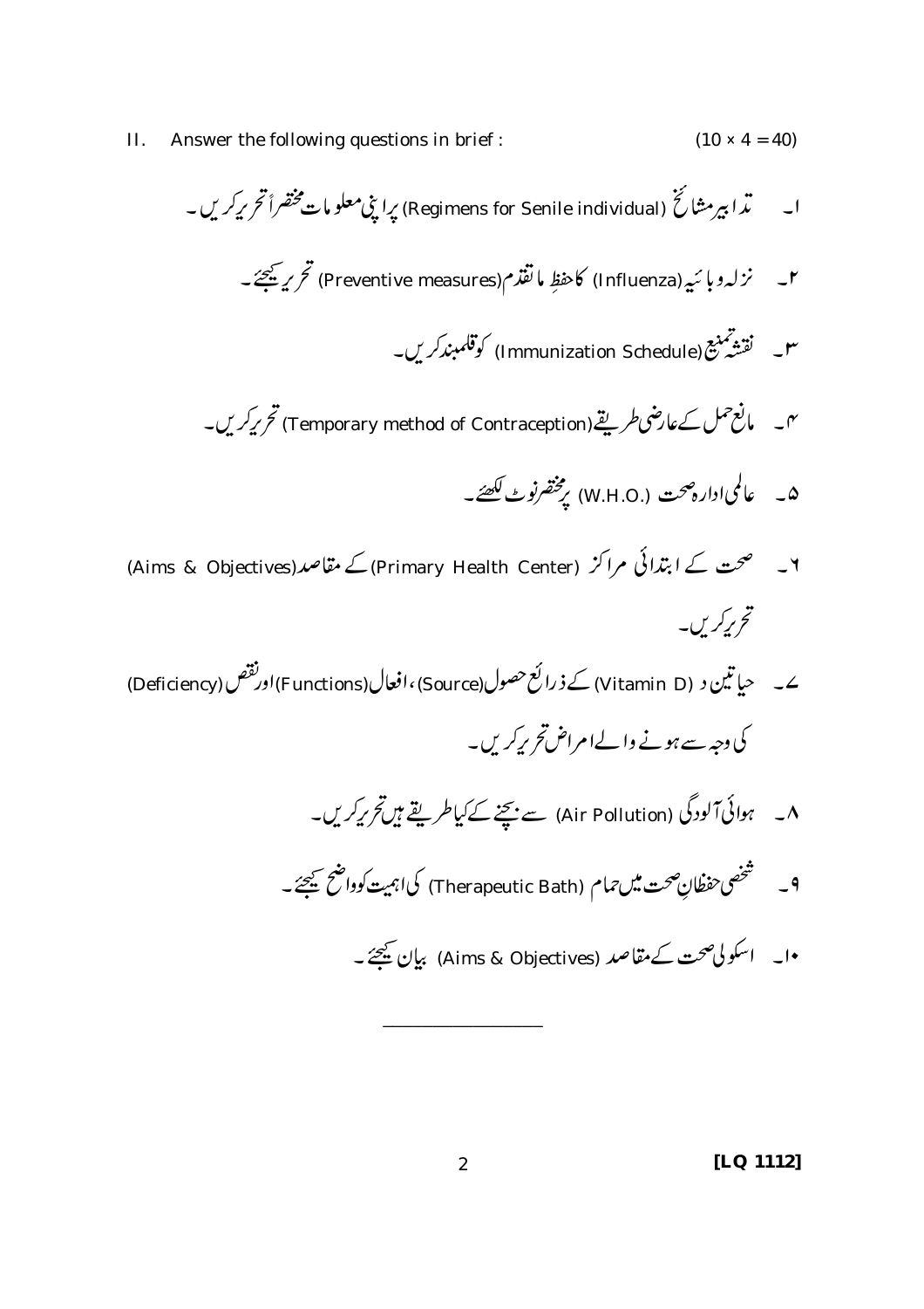II. Answer the following questions in brief : (10 × 4 = 40)

۱۔ تدابیر مشائخ (Regimens for Senile individual) پر اپنی معلومات مختصراً تحریر کریں۔

۲۔ نزلہ وبائیہ (Influenza) کا حفظِ ماتقدم (Preventive measures) تحریر کیجئے۔

۳۔ نقشۂ تمنیع (Immunization Schedule) کو قلمبند کریں۔

۴۔ مانع حمل کے عارضی طریقے (Temporary method of Contraception) تحریر کریں۔

۵۔ عالمی ادارہ صحت (W.H.O.) پر مختصر نوٹ لکھئے۔

۶۔ صحت کے ابتدائی مراکز (Primary Health Center) کے مقاصد (Aims & Objectives) تحریر کریں۔

۷۔ حیاتین د (Vitamin D) کے ذرائع حصول (Source)، افعال (Functions) اور نقص (Deficiency) کی وجہ سے ہونے والے امراض تحریر کریں۔

۸۔ ہوائی آلودگی (Air Pollution) سے بچنے کے کیا طریقے ہیں تحریر کریں۔

۹۔ شخصی حفظانِ صحت میں حمام (Therapeutic Bath) کی اہمیت کو واضح کیجئے۔

۱۰۔ اسکولی صحت کے مقاصد (Aims & Objectives) بیان کیجئے۔

---

**[LQ 1112]**